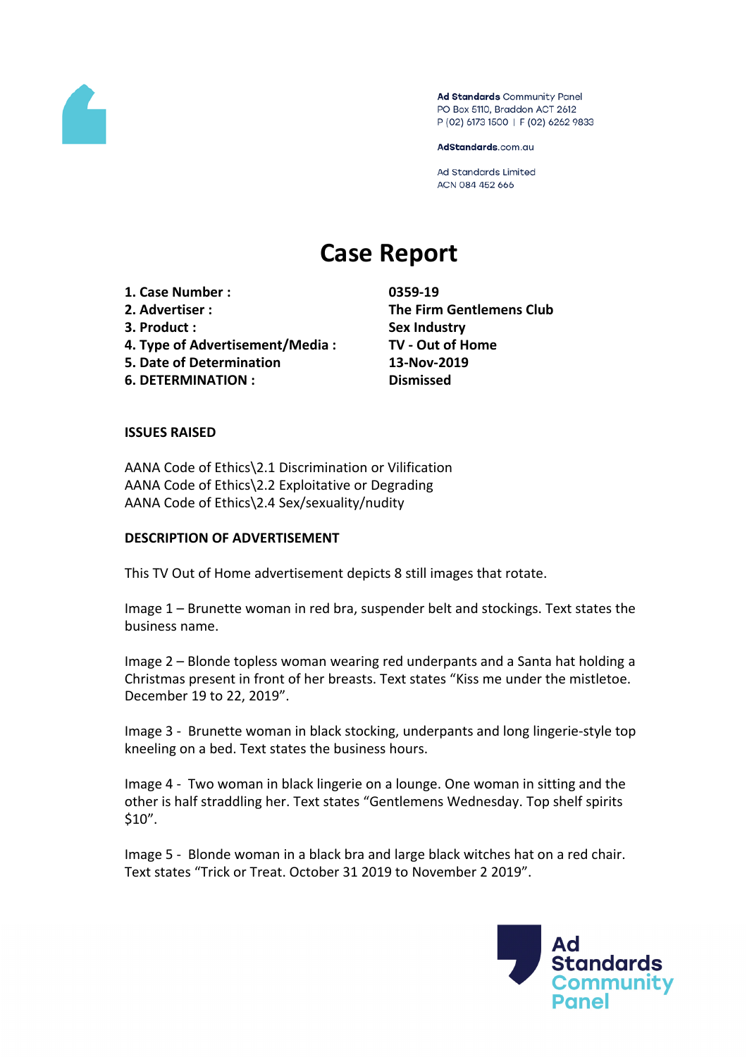Ad Standards Community Panel
PO Box 5110, Braddon ACT 2612
P (02) 6173 1500 | F (02) 6262 9833

AdStandards.com.au

Ad Standards Limited
ACN 084 452 666

# Case Report

| | |
|---|---|
| **1. Case Number :** | **0359-19** |
| **2. Advertiser :** | **The Firm Gentlemens Club** |
| **3. Product :** | **Sex Industry** |
| **4. Type of Advertisement/Media :** | **TV - Out of Home** |
| **5. Date of Determination** | **13-Nov-2019** |
| **6. DETERMINATION :** | **Dismissed** |

**ISSUES RAISED**

AANA Code of Ethics\2.1 Discrimination or Vilification
AANA Code of Ethics\2.2 Exploitative or Degrading
AANA Code of Ethics\2.4 Sex/sexuality/nudity

**DESCRIPTION OF ADVERTISEMENT**

This TV Out of Home advertisement depicts 8 still images that rotate.

Image 1 – Brunette woman in red bra, suspender belt and stockings. Text states the business name.

Image 2 – Blonde topless woman wearing red underpants and a Santa hat holding a Christmas present in front of her breasts. Text states "Kiss me under the mistletoe. December 19 to 22, 2019".

Image 3 - Brunette woman in black stocking, underpants and long lingerie-style top kneeling on a bed. Text states the business hours.

Image 4 - Two woman in black lingerie on a lounge. One woman in sitting and the other is half straddling her. Text states "Gentlemens Wednesday. Top shelf spirits $10".

Image 5 - Blonde woman in a black bra and large black witches hat on a red chair. Text states "Trick or Treat. October 31 2019 to November 2 2019".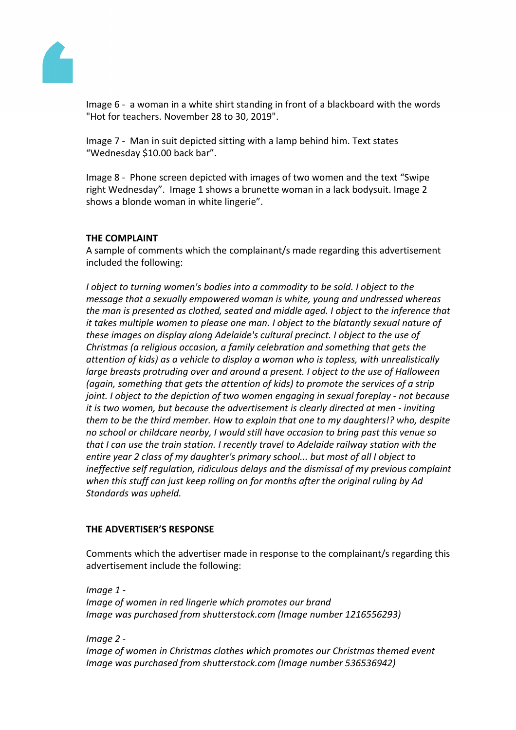Image 6 - a woman in a white shirt standing in front of a blackboard with the words "Hot for teachers. November 28 to 30, 2019".

Image 7 - Man in suit depicted sitting with a lamp behind him. Text states "Wednesday $10.00 back bar".

Image 8 - Phone screen depicted with images of two women and the text "Swipe right Wednesday". Image 1 shows a brunette woman in a lack bodysuit. Image 2 shows a blonde woman in white lingerie".

**THE COMPLAINT**

A sample of comments which the complainant/s made regarding this advertisement included the following:

*I object to turning women's bodies into a commodity to be sold. I object to the message that a sexually empowered woman is white, young and undressed whereas the man is presented as clothed, seated and middle aged. I object to the inference that it takes multiple women to please one man. I object to the blatantly sexual nature of these images on display along Adelaide's cultural precinct. I object to the use of Christmas (a religious occasion, a family celebration and something that gets the attention of kids) as a vehicle to display a woman who is topless, with unrealistically large breasts protruding over and around a present. I object to the use of Halloween (again, something that gets the attention of kids) to promote the services of a strip joint. I object to the depiction of two women engaging in sexual foreplay - not because it is two women, but because the advertisement is clearly directed at men - inviting them to be the third member. How to explain that one to my daughters!? who, despite no school or childcare nearby, I would still have occasion to bring past this venue so that I can use the train station. I recently travel to Adelaide railway station with the entire year 2 class of my daughter's primary school... but most of all I object to ineffective self regulation, ridiculous delays and the dismissal of my previous complaint when this stuff can just keep rolling on for months after the original ruling by Ad Standards was upheld.*

**THE ADVERTISER'S RESPONSE**

Comments which the advertiser made in response to the complainant/s regarding this advertisement include the following:

*Image 1 -*
*Image of women in red lingerie which promotes our brand*
*Image was purchased from shutterstock.com (Image number 1216556293)*

*Image 2 -*
*Image of women in Christmas clothes which promotes our Christmas themed event*
*Image was purchased from shutterstock.com (Image number 536536942)*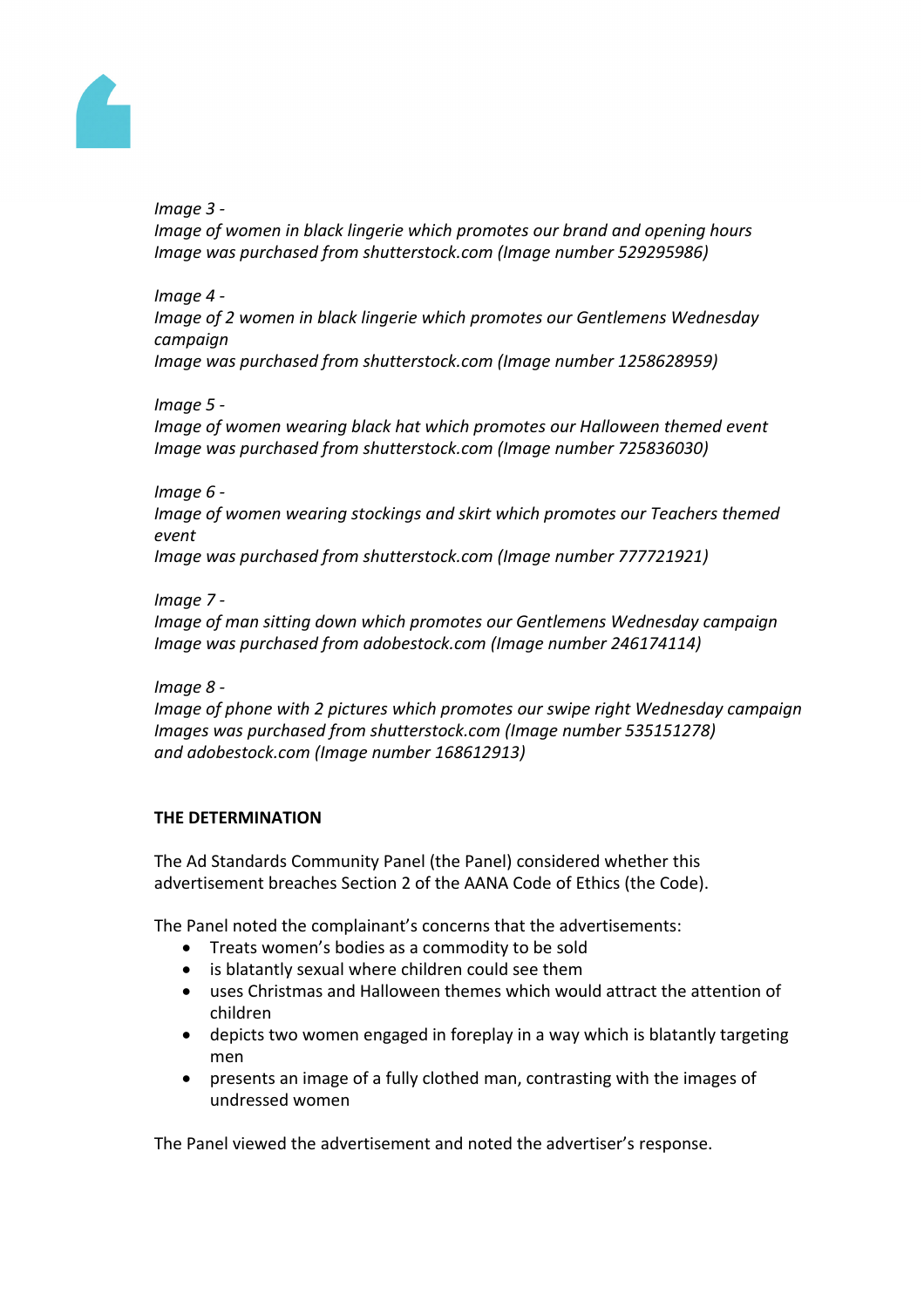*Image 3 -*
*Image of women in black lingerie which promotes our brand and opening hours*
*Image was purchased from shutterstock.com (Image number 529295986)*

*Image 4 -*
*Image of 2 women in black lingerie which promotes our Gentlemens Wednesday campaign*
*Image was purchased from shutterstock.com (Image number 1258628959)*

*Image 5 -*
*Image of women wearing black hat which promotes our Halloween themed event*
*Image was purchased from shutterstock.com (Image number 725836030)*

*Image 6 -*
*Image of women wearing stockings and skirt which promotes our Teachers themed event*
*Image was purchased from shutterstock.com (Image number 777721921)*

*Image 7 -*
*Image of man sitting down which promotes our Gentlemens Wednesday campaign*
*Image was purchased from adobestock.com (Image number 246174114)*

*Image 8 -*
*Image of phone with 2 pictures which promotes our swipe right Wednesday campaign*
*Images was purchased from shutterstock.com (Image number 535151278)*
*and adobestock.com (Image number 168612913)*

**THE DETERMINATION**

The Ad Standards Community Panel (the Panel) considered whether this advertisement breaches Section 2 of the AANA Code of Ethics (the Code).

The Panel noted the complainant's concerns that the advertisements:

- Treats women's bodies as a commodity to be sold
- is blatantly sexual where children could see them
- uses Christmas and Halloween themes which would attract the attention of children
- depicts two women engaged in foreplay in a way which is blatantly targeting men
- presents an image of a fully clothed man, contrasting with the images of undressed women

The Panel viewed the advertisement and noted the advertiser's response.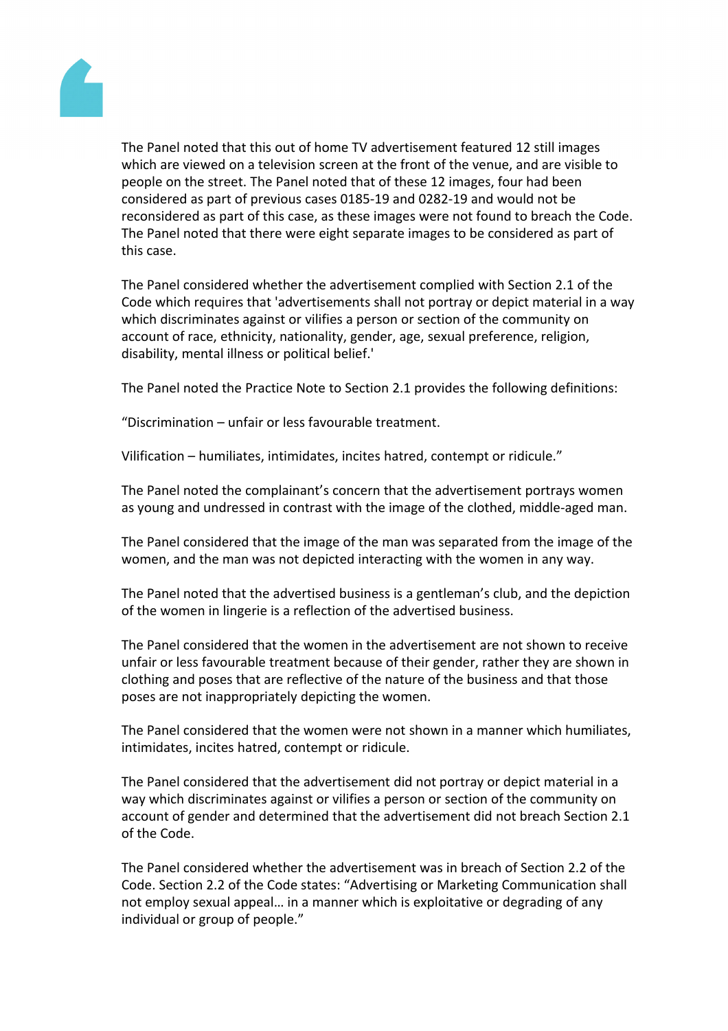The Panel noted that this out of home TV advertisement featured 12 still images which are viewed on a television screen at the front of the venue, and are visible to people on the street. The Panel noted that of these 12 images, four had been considered as part of previous cases 0185-19 and 0282-19 and would not be reconsidered as part of this case, as these images were not found to breach the Code. The Panel noted that there were eight separate images to be considered as part of this case.

The Panel considered whether the advertisement complied with Section 2.1 of the Code which requires that 'advertisements shall not portray or depict material in a way which discriminates against or vilifies a person or section of the community on account of race, ethnicity, nationality, gender, age, sexual preference, religion, disability, mental illness or political belief.'

The Panel noted the Practice Note to Section 2.1 provides the following definitions:

"Discrimination – unfair or less favourable treatment.

Vilification – humiliates, intimidates, incites hatred, contempt or ridicule."

The Panel noted the complainant's concern that the advertisement portrays women as young and undressed in contrast with the image of the clothed, middle-aged man.

The Panel considered that the image of the man was separated from the image of the women, and the man was not depicted interacting with the women in any way.

The Panel noted that the advertised business is a gentleman's club, and the depiction of the women in lingerie is a reflection of the advertised business.

The Panel considered that the women in the advertisement are not shown to receive unfair or less favourable treatment because of their gender, rather they are shown in clothing and poses that are reflective of the nature of the business and that those poses are not inappropriately depicting the women.

The Panel considered that the women were not shown in a manner which humiliates, intimidates, incites hatred, contempt or ridicule.

The Panel considered that the advertisement did not portray or depict material in a way which discriminates against or vilifies a person or section of the community on account of gender and determined that the advertisement did not breach Section 2.1 of the Code.

The Panel considered whether the advertisement was in breach of Section 2.2 of the Code. Section 2.2 of the Code states: "Advertising or Marketing Communication shall not employ sexual appeal… in a manner which is exploitative or degrading of any individual or group of people."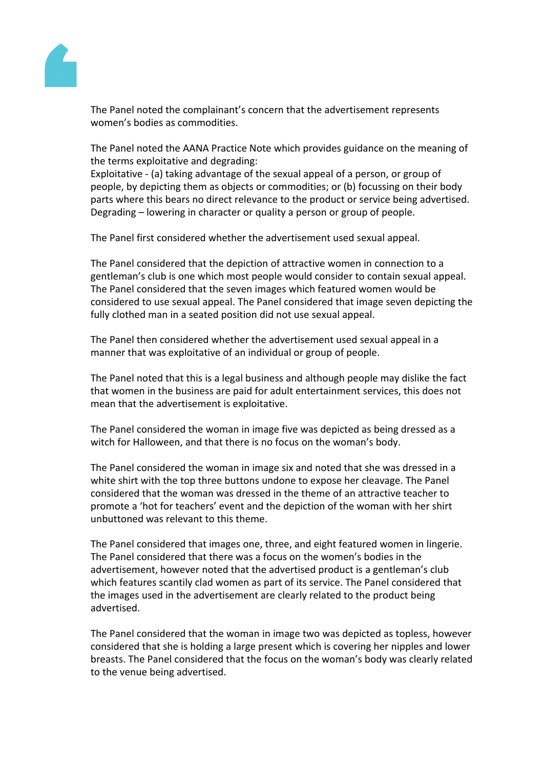The Panel noted the complainant's concern that the advertisement represents women's bodies as commodities.

The Panel noted the AANA Practice Note which provides guidance on the meaning of the terms exploitative and degrading:
Exploitative - (a) taking advantage of the sexual appeal of a person, or group of people, by depicting them as objects or commodities; or (b) focussing on their body parts where this bears no direct relevance to the product or service being advertised.
Degrading – lowering in character or quality a person or group of people.

The Panel first considered whether the advertisement used sexual appeal.

The Panel considered that the depiction of attractive women in connection to a gentleman's club is one which most people would consider to contain sexual appeal. The Panel considered that the seven images which featured women would be considered to use sexual appeal. The Panel considered that image seven depicting the fully clothed man in a seated position did not use sexual appeal.

The Panel then considered whether the advertisement used sexual appeal in a manner that was exploitative of an individual or group of people.

The Panel noted that this is a legal business and although people may dislike the fact that women in the business are paid for adult entertainment services, this does not mean that the advertisement is exploitative.

The Panel considered the woman in image five was depicted as being dressed as a witch for Halloween, and that there is no focus on the woman's body.

The Panel considered the woman in image six and noted that she was dressed in a white shirt with the top three buttons undone to expose her cleavage. The Panel considered that the woman was dressed in the theme of an attractive teacher to promote a 'hot for teachers' event and the depiction of the woman with her shirt unbuttoned was relevant to this theme.

The Panel considered that images one, three, and eight featured women in lingerie. The Panel considered that there was a focus on the women's bodies in the advertisement, however noted that the advertised product is a gentleman's club which features scantily clad women as part of its service. The Panel considered that the images used in the advertisement are clearly related to the product being advertised.

The Panel considered that the woman in image two was depicted as topless, however considered that she is holding a large present which is covering her nipples and lower breasts. The Panel considered that the focus on the woman's body was clearly related to the venue being advertised.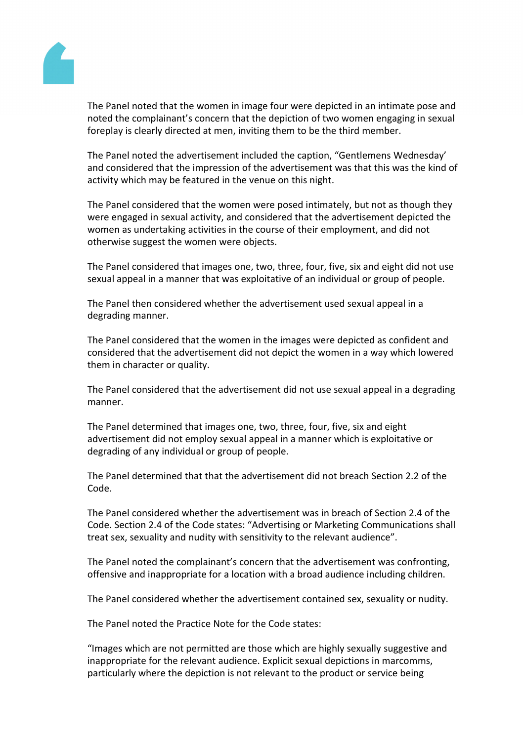The Panel noted that the women in image four were depicted in an intimate pose and noted the complainant's concern that the depiction of two women engaging in sexual foreplay is clearly directed at men, inviting them to be the third member.

The Panel noted the advertisement included the caption, "Gentlemens Wednesday' and considered that the impression of the advertisement was that this was the kind of activity which may be featured in the venue on this night.

The Panel considered that the women were posed intimately, but not as though they were engaged in sexual activity, and considered that the advertisement depicted the women as undertaking activities in the course of their employment, and did not otherwise suggest the women were objects.

The Panel considered that images one, two, three, four, five, six and eight did not use sexual appeal in a manner that was exploitative of an individual or group of people.

The Panel then considered whether the advertisement used sexual appeal in a degrading manner.

The Panel considered that the women in the images were depicted as confident and considered that the advertisement did not depict the women in a way which lowered them in character or quality.

The Panel considered that the advertisement did not use sexual appeal in a degrading manner.

The Panel determined that images one, two, three, four, five, six and eight advertisement did not employ sexual appeal in a manner which is exploitative or degrading of any individual or group of people.

The Panel determined that that the advertisement did not breach Section 2.2 of the Code.

The Panel considered whether the advertisement was in breach of Section 2.4 of the Code. Section 2.4 of the Code states: "Advertising or Marketing Communications shall treat sex, sexuality and nudity with sensitivity to the relevant audience".

The Panel noted the complainant's concern that the advertisement was confronting, offensive and inappropriate for a location with a broad audience including children.

The Panel considered whether the advertisement contained sex, sexuality or nudity.

The Panel noted the Practice Note for the Code states:

"Images which are not permitted are those which are highly sexually suggestive and inappropriate for the relevant audience. Explicit sexual depictions in marcomms, particularly where the depiction is not relevant to the product or service being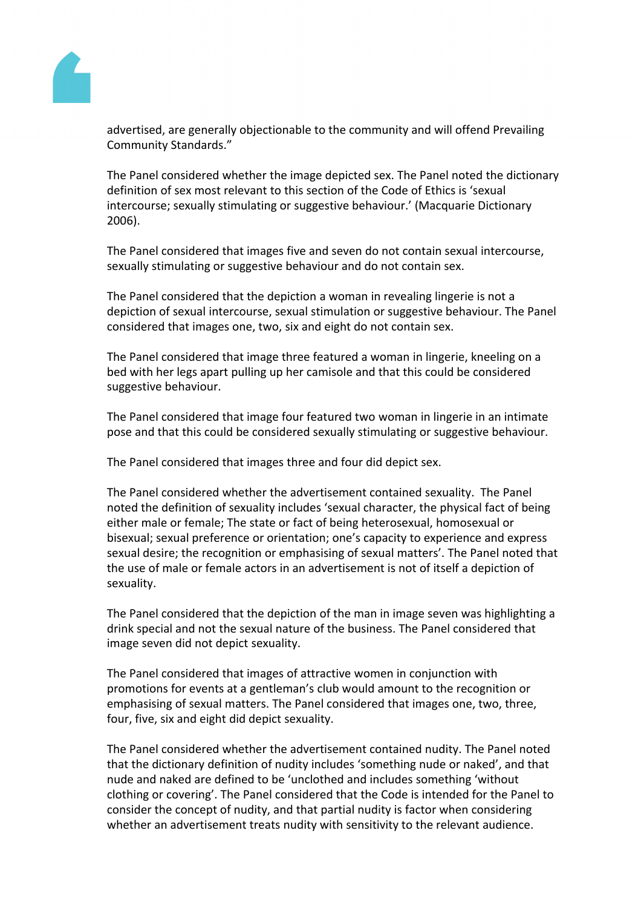advertised, are generally objectionable to the community and will offend Prevailing Community Standards."

The Panel considered whether the image depicted sex. The Panel noted the dictionary definition of sex most relevant to this section of the Code of Ethics is 'sexual intercourse; sexually stimulating or suggestive behaviour.' (Macquarie Dictionary 2006).

The Panel considered that images five and seven do not contain sexual intercourse, sexually stimulating or suggestive behaviour and do not contain sex.

The Panel considered that the depiction a woman in revealing lingerie is not a depiction of sexual intercourse, sexual stimulation or suggestive behaviour. The Panel considered that images one, two, six and eight do not contain sex.

The Panel considered that image three featured a woman in lingerie, kneeling on a bed with her legs apart pulling up her camisole and that this could be considered suggestive behaviour.

The Panel considered that image four featured two woman in lingerie in an intimate pose and that this could be considered sexually stimulating or suggestive behaviour.

The Panel considered that images three and four did depict sex.

The Panel considered whether the advertisement contained sexuality. The Panel noted the definition of sexuality includes 'sexual character, the physical fact of being either male or female; The state or fact of being heterosexual, homosexual or bisexual; sexual preference or orientation; one's capacity to experience and express sexual desire; the recognition or emphasising of sexual matters'. The Panel noted that the use of male or female actors in an advertisement is not of itself a depiction of sexuality.

The Panel considered that the depiction of the man in image seven was highlighting a drink special and not the sexual nature of the business. The Panel considered that image seven did not depict sexuality.

The Panel considered that images of attractive women in conjunction with promotions for events at a gentleman's club would amount to the recognition or emphasising of sexual matters. The Panel considered that images one, two, three, four, five, six and eight did depict sexuality.

The Panel considered whether the advertisement contained nudity. The Panel noted that the dictionary definition of nudity includes 'something nude or naked', and that nude and naked are defined to be 'unclothed and includes something 'without clothing or covering'. The Panel considered that the Code is intended for the Panel to consider the concept of nudity, and that partial nudity is factor when considering whether an advertisement treats nudity with sensitivity to the relevant audience.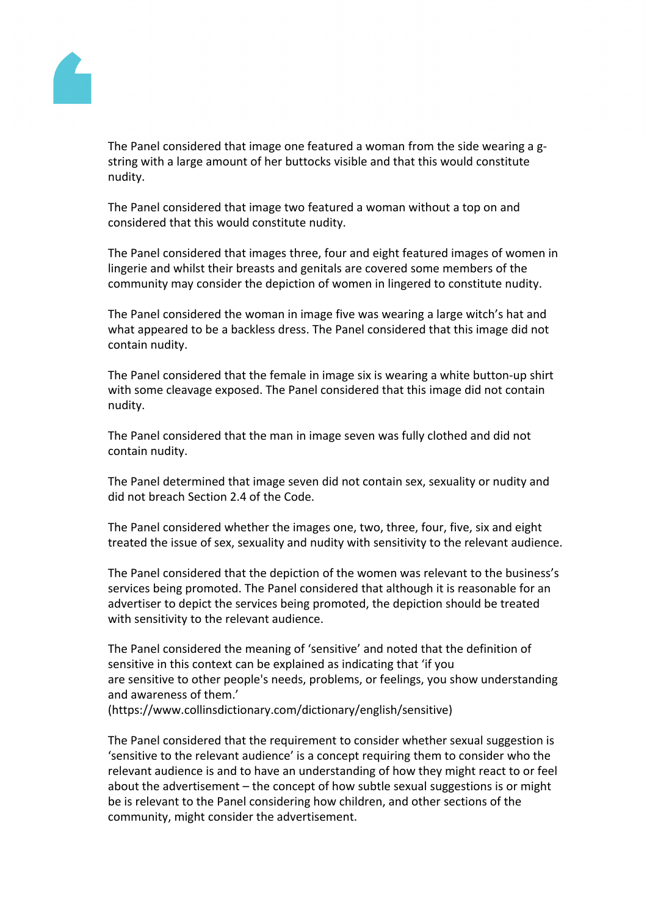The Panel considered that image one featured a woman from the side wearing a g-string with a large amount of her buttocks visible and that this would constitute nudity.

The Panel considered that image two featured a woman without a top on and considered that this would constitute nudity.

The Panel considered that images three, four and eight featured images of women in lingerie and whilst their breasts and genitals are covered some members of the community may consider the depiction of women in lingered to constitute nudity.

The Panel considered the woman in image five was wearing a large witch's hat and what appeared to be a backless dress. The Panel considered that this image did not contain nudity.

The Panel considered that the female in image six is wearing a white button-up shirt with some cleavage exposed. The Panel considered that this image did not contain nudity.

The Panel considered that the man in image seven was fully clothed and did not contain nudity.

The Panel determined that image seven did not contain sex, sexuality or nudity and did not breach Section 2.4 of the Code.

The Panel considered whether the images one, two, three, four, five, six and eight treated the issue of sex, sexuality and nudity with sensitivity to the relevant audience.

The Panel considered that the depiction of the women was relevant to the business's services being promoted. The Panel considered that although it is reasonable for an advertiser to depict the services being promoted, the depiction should be treated with sensitivity to the relevant audience.

The Panel considered the meaning of 'sensitive' and noted that the definition of sensitive in this context can be explained as indicating that 'if you are sensitive to other people's needs, problems, or feelings, you show understanding and awareness of them.' (https://www.collinsdictionary.com/dictionary/english/sensitive)

The Panel considered that the requirement to consider whether sexual suggestion is 'sensitive to the relevant audience' is a concept requiring them to consider who the relevant audience is and to have an understanding of how they might react to or feel about the advertisement – the concept of how subtle sexual suggestions is or might be is relevant to the Panel considering how children, and other sections of the community, might consider the advertisement.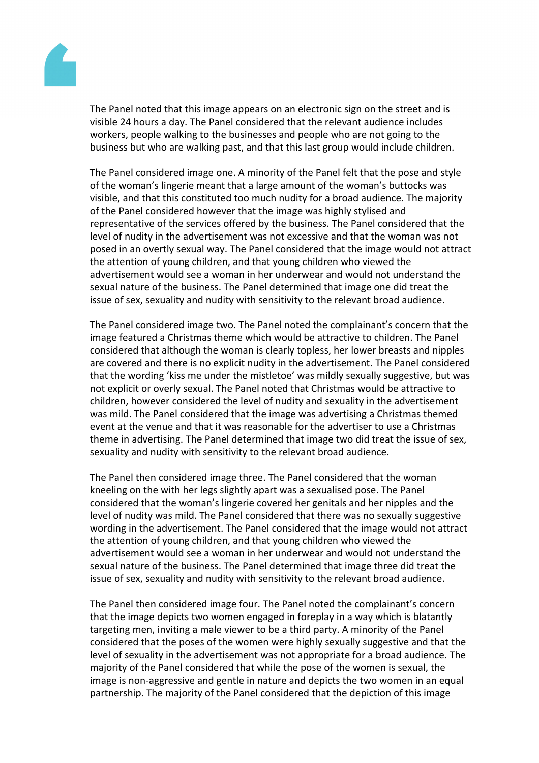The Panel noted that this image appears on an electronic sign on the street and is visible 24 hours a day. The Panel considered that the relevant audience includes workers, people walking to the businesses and people who are not going to the business but who are walking past, and that this last group would include children.

The Panel considered image one. A minority of the Panel felt that the pose and style of the woman's lingerie meant that a large amount of the woman's buttocks was visible, and that this constituted too much nudity for a broad audience. The majority of the Panel considered however that the image was highly stylised and representative of the services offered by the business. The Panel considered that the level of nudity in the advertisement was not excessive and that the woman was not posed in an overtly sexual way. The Panel considered that the image would not attract the attention of young children, and that young children who viewed the advertisement would see a woman in her underwear and would not understand the sexual nature of the business. The Panel determined that image one did treat the issue of sex, sexuality and nudity with sensitivity to the relevant broad audience.

The Panel considered image two. The Panel noted the complainant's concern that the image featured a Christmas theme which would be attractive to children. The Panel considered that although the woman is clearly topless, her lower breasts and nipples are covered and there is no explicit nudity in the advertisement. The Panel considered that the wording 'kiss me under the mistletoe' was mildly sexually suggestive, but was not explicit or overly sexual. The Panel noted that Christmas would be attractive to children, however considered the level of nudity and sexuality in the advertisement was mild. The Panel considered that the image was advertising a Christmas themed event at the venue and that it was reasonable for the advertiser to use a Christmas theme in advertising. The Panel determined that image two did treat the issue of sex, sexuality and nudity with sensitivity to the relevant broad audience.

The Panel then considered image three. The Panel considered that the woman kneeling on the with her legs slightly apart was a sexualised pose. The Panel considered that the woman's lingerie covered her genitals and her nipples and the level of nudity was mild. The Panel considered that there was no sexually suggestive wording in the advertisement. The Panel considered that the image would not attract the attention of young children, and that young children who viewed the advertisement would see a woman in her underwear and would not understand the sexual nature of the business. The Panel determined that image three did treat the issue of sex, sexuality and nudity with sensitivity to the relevant broad audience.

The Panel then considered image four. The Panel noted the complainant's concern that the image depicts two women engaged in foreplay in a way which is blatantly targeting men, inviting a male viewer to be a third party. A minority of the Panel considered that the poses of the women were highly sexually suggestive and that the level of sexuality in the advertisement was not appropriate for a broad audience. The majority of the Panel considered that while the pose of the women is sexual, the image is non-aggressive and gentle in nature and depicts the two women in an equal partnership. The majority of the Panel considered that the depiction of this image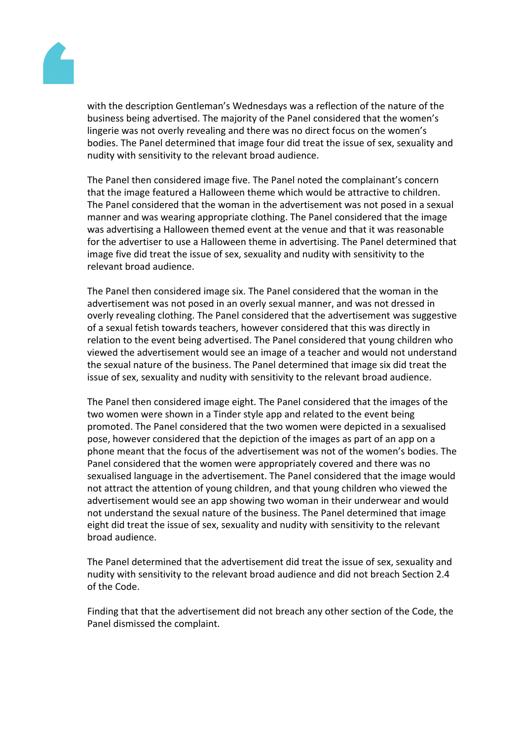with the description Gentleman's Wednesdays was a reflection of the nature of the business being advertised. The majority of the Panel considered that the women's lingerie was not overly revealing and there was no direct focus on the women's bodies. The Panel determined that image four did treat the issue of sex, sexuality and nudity with sensitivity to the relevant broad audience.

The Panel then considered image five. The Panel noted the complainant's concern that the image featured a Halloween theme which would be attractive to children. The Panel considered that the woman in the advertisement was not posed in a sexual manner and was wearing appropriate clothing. The Panel considered that the image was advertising a Halloween themed event at the venue and that it was reasonable for the advertiser to use a Halloween theme in advertising. The Panel determined that image five did treat the issue of sex, sexuality and nudity with sensitivity to the relevant broad audience.

The Panel then considered image six. The Panel considered that the woman in the advertisement was not posed in an overly sexual manner, and was not dressed in overly revealing clothing. The Panel considered that the advertisement was suggestive of a sexual fetish towards teachers, however considered that this was directly in relation to the event being advertised. The Panel considered that young children who viewed the advertisement would see an image of a teacher and would not understand the sexual nature of the business. The Panel determined that image six did treat the issue of sex, sexuality and nudity with sensitivity to the relevant broad audience.

The Panel then considered image eight. The Panel considered that the images of the two women were shown in a Tinder style app and related to the event being promoted. The Panel considered that the two women were depicted in a sexualised pose, however considered that the depiction of the images as part of an app on a phone meant that the focus of the advertisement was not of the women's bodies. The Panel considered that the women were appropriately covered and there was no sexualised language in the advertisement. The Panel considered that the image would not attract the attention of young children, and that young children who viewed the advertisement would see an app showing two woman in their underwear and would not understand the sexual nature of the business. The Panel determined that image eight did treat the issue of sex, sexuality and nudity with sensitivity to the relevant broad audience.

The Panel determined that the advertisement did treat the issue of sex, sexuality and nudity with sensitivity to the relevant broad audience and did not breach Section 2.4 of the Code.

Finding that that the advertisement did not breach any other section of the Code, the Panel dismissed the complaint.